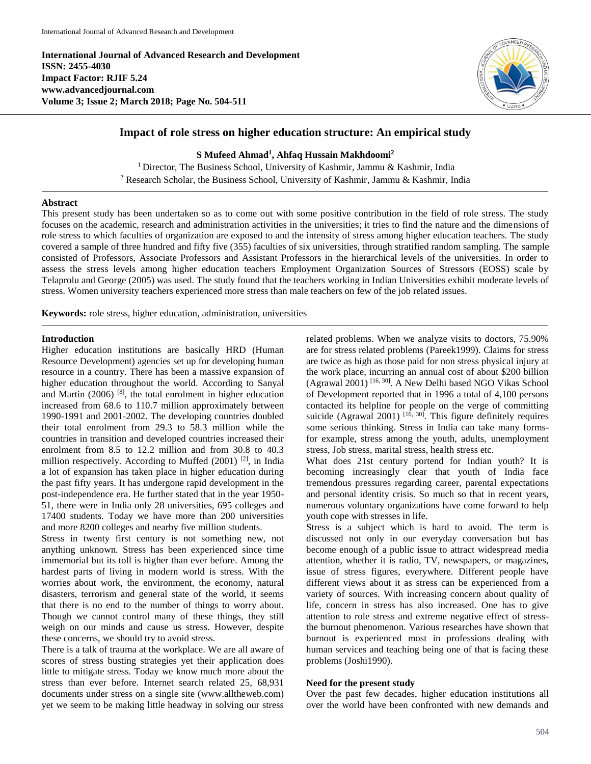**International Journal of Advanced Research and Development**
**ISSN: 2455-4030**
**Impact Factor: RJIF 5.24**
**www.advancedjournal.com**
**Volume 3; Issue 2; March 2018; Page No. 504-511**

# Impact of role stress on higher education structure: An empirical study

**S Mufeed Ahmad[1], Ahfaq Hussain Makhdoomi[2]**

[1] Director, The Business School, University of Kashmir, Jammu & Kashmir, India
[2] Research Scholar, the Business School, University of Kashmir, Jammu & Kashmir, India

## Abstract

This present study has been undertaken so as to come out with some positive contribution in the field of role stress. The study focuses on the academic, research and administration activities in the universities; it tries to find the nature and the dimensions of role stress to which faculties of organization are exposed to and the intensity of stress among higher education teachers. The study covered a sample of three hundred and fifty five (355) faculties of six universities, through stratified random sampling. The sample consisted of Professors, Associate Professors and Assistant Professors in the hierarchical levels of the universities. In order to assess the stress levels among higher education teachers Employment Organization Sources of Stressors (EOSS) scale by Telaprolu and George (2005) was used. The study found that the teachers working in Indian Universities exhibit moderate levels of stress. Women university teachers experienced more stress than male teachers on few of the job related issues.

**Keywords:** role stress, higher education, administration, universities

## Introduction

Higher education institutions are basically HRD (Human Resource Development) agencies set up for developing human resource in a country. There has been a massive expansion of higher education throughout the world. According to Sanyal and Martin (2006) [8], the total enrolment in higher education increased from 68.6 to 110.7 million approximately between 1990-1991 and 2001-2002. The developing countries doubled their total enrolment from 29.3 to 58.3 million while the countries in transition and developed countries increased their enrolment from 8.5 to 12.2 million and from 30.8 to 40.3 million respectively. According to Muffed (2001) [2], in India a lot of expansion has taken place in higher education during the past fifty years. It has undergone rapid development in the post-independence era. He further stated that in the year 1950-51, there were in India only 28 universities, 695 colleges and 17400 students. Today we have more than 200 universities and more 8200 colleges and nearby five million students.

Stress in twenty first century is not something new, not anything unknown. Stress has been experienced since time immemorial but its toll is higher than ever before. Among the hardest parts of living in modern world is stress. With the worries about work, the environment, the economy, natural disasters, terrorism and general state of the world, it seems that there is no end to the number of things to worry about. Though we cannot control many of these things, they still weigh on our minds and cause us stress. However, despite these concerns, we should try to avoid stress.

There is a talk of trauma at the workplace. We are all aware of scores of stress busting strategies yet their application does little to mitigate stress. Today we know much more about the stress than ever before. Internet search related 25, 68,931 documents under stress on a single site (www.alltheweb.com) yet we seem to be making little headway in solving our stress related problems. When we analyze visits to doctors, 75.90% are for stress related problems (Pareek1999). Claims for stress are twice as high as those paid for non stress physical injury at the work place, incurring an annual cost of about $200 billion (Agrawal 2001) [16, 30]. A New Delhi based NGO Vikas School of Development reported that in 1996 a total of 4,100 persons contacted its helpline for people on the verge of committing suicide (Agrawal 2001) [16, 30]. This figure definitely requires some serious thinking. Stress in India can take many forms-for example, stress among the youth, adults, unemployment stress, Job stress, marital stress, health stress etc.

What does 21st century portend for Indian youth? It is becoming increasingly clear that youth of India face tremendous pressures regarding career, parental expectations and personal identity crisis. So much so that in recent years, numerous voluntary organizations have come forward to help youth cope with stresses in life.

Stress is a subject which is hard to avoid. The term is discussed not only in our everyday conversation but has become enough of a public issue to attract widespread media attention, whether it is radio, TV, newspapers, or magazines, issue of stress figures, everywhere. Different people have different views about it as stress can be experienced from a variety of sources. With increasing concern about quality of life, concern in stress has also increased. One has to give attention to role stress and extreme negative effect of stress-the burnout phenomenon. Various researches have shown that burnout is experienced most in professions dealing with human services and teaching being one of that is facing these problems (Joshi1990).

## Need for the present study

Over the past few decades, higher education institutions all over the world have been confronted with new demands and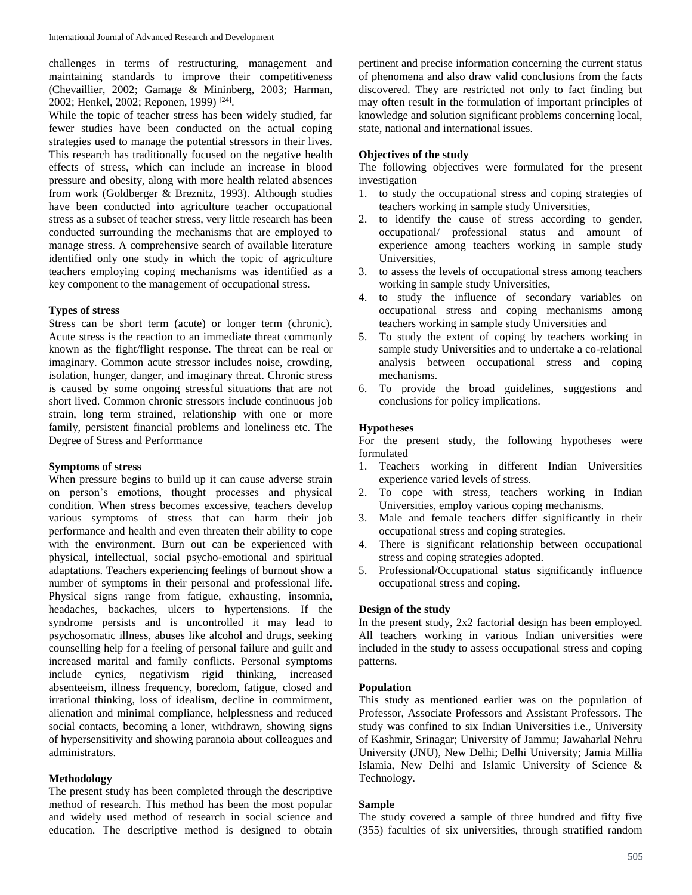challenges in terms of restructuring, management and maintaining standards to improve their competitiveness (Chevaillier, 2002; Gamage & Mininberg, 2003; Harman, 2002; Henkel, 2002; Reponen, 1999) [24].

While the topic of teacher stress has been widely studied, far fewer studies have been conducted on the actual coping strategies used to manage the potential stressors in their lives. This research has traditionally focused on the negative health effects of stress, which can include an increase in blood pressure and obesity, along with more health related absences from work (Goldberger & Breznitz, 1993). Although studies have been conducted into agriculture teacher occupational stress as a subset of teacher stress, very little research has been conducted surrounding the mechanisms that are employed to manage stress. A comprehensive search of available literature identified only one study in which the topic of agriculture teachers employing coping mechanisms was identified as a key component to the management of occupational stress.

**Types of stress**

Stress can be short term (acute) or longer term (chronic). Acute stress is the reaction to an immediate threat commonly known as the fight/flight response. The threat can be real or imaginary. Common acute stressor includes noise, crowding, isolation, hunger, danger, and imaginary threat. Chronic stress is caused by some ongoing stressful situations that are not short lived. Common chronic stressors include continuous job strain, long term strained, relationship with one or more family, persistent financial problems and loneliness etc. The Degree of Stress and Performance

**Symptoms of stress**

When pressure begins to build up it can cause adverse strain on person's emotions, thought processes and physical condition. When stress becomes excessive, teachers develop various symptoms of stress that can harm their job performance and health and even threaten their ability to cope with the environment. Burn out can be experienced with physical, intellectual, social psycho-emotional and spiritual adaptations. Teachers experiencing feelings of burnout show a number of symptoms in their personal and professional life. Physical signs range from fatigue, exhausting, insomnia, headaches, backaches, ulcers to hypertensions. If the syndrome persists and is uncontrolled it may lead to psychosomatic illness, abuses like alcohol and drugs, seeking counselling help for a feeling of personal failure and guilt and increased marital and family conflicts. Personal symptoms include cynics, negativism rigid thinking, increased absenteeism, illness frequency, boredom, fatigue, closed and irrational thinking, loss of idealism, decline in commitment, alienation and minimal compliance, helplessness and reduced social contacts, becoming a loner, withdrawn, showing signs of hypersensitivity and showing paranoia about colleagues and administrators.

**Methodology**

The present study has been completed through the descriptive method of research. This method has been the most popular and widely used method of research in social science and education. The descriptive method is designed to obtain pertinent and precise information concerning the current status of phenomena and also draw valid conclusions from the facts discovered. They are restricted not only to fact finding but may often result in the formulation of important principles of knowledge and solution significant problems concerning local, state, national and international issues.

**Objectives of the study**

The following objectives were formulated for the present investigation

1. to study the occupational stress and coping strategies of teachers working in sample study Universities,
2. to identify the cause of stress according to gender, occupational/ professional status and amount of experience among teachers working in sample study Universities,
3. to assess the levels of occupational stress among teachers working in sample study Universities,
4. to study the influence of secondary variables on occupational stress and coping mechanisms among teachers working in sample study Universities and
5. To study the extent of coping by teachers working in sample study Universities and to undertake a co-relational analysis between occupational stress and coping mechanisms.
6. To provide the broad guidelines, suggestions and conclusions for policy implications.

**Hypotheses**

For the present study, the following hypotheses were formulated

1. Teachers working in different Indian Universities experience varied levels of stress.
2. To cope with stress, teachers working in Indian Universities, employ various coping mechanisms.
3. Male and female teachers differ significantly in their occupational stress and coping strategies.
4. There is significant relationship between occupational stress and coping strategies adopted.
5. Professional/Occupational status significantly influence occupational stress and coping.

**Design of the study**

In the present study, 2x2 factorial design has been employed. All teachers working in various Indian universities were included in the study to assess occupational stress and coping patterns.

**Population**

This study as mentioned earlier was on the population of Professor, Associate Professors and Assistant Professors. The study was confined to six Indian Universities i.e., University of Kashmir, Srinagar; University of Jammu; Jawaharlal Nehru University (JNU), New Delhi; Delhi University; Jamia Millia Islamia, New Delhi and Islamic University of Science & Technology.

**Sample**

The study covered a sample of three hundred and fifty five (355) faculties of six universities, through stratified random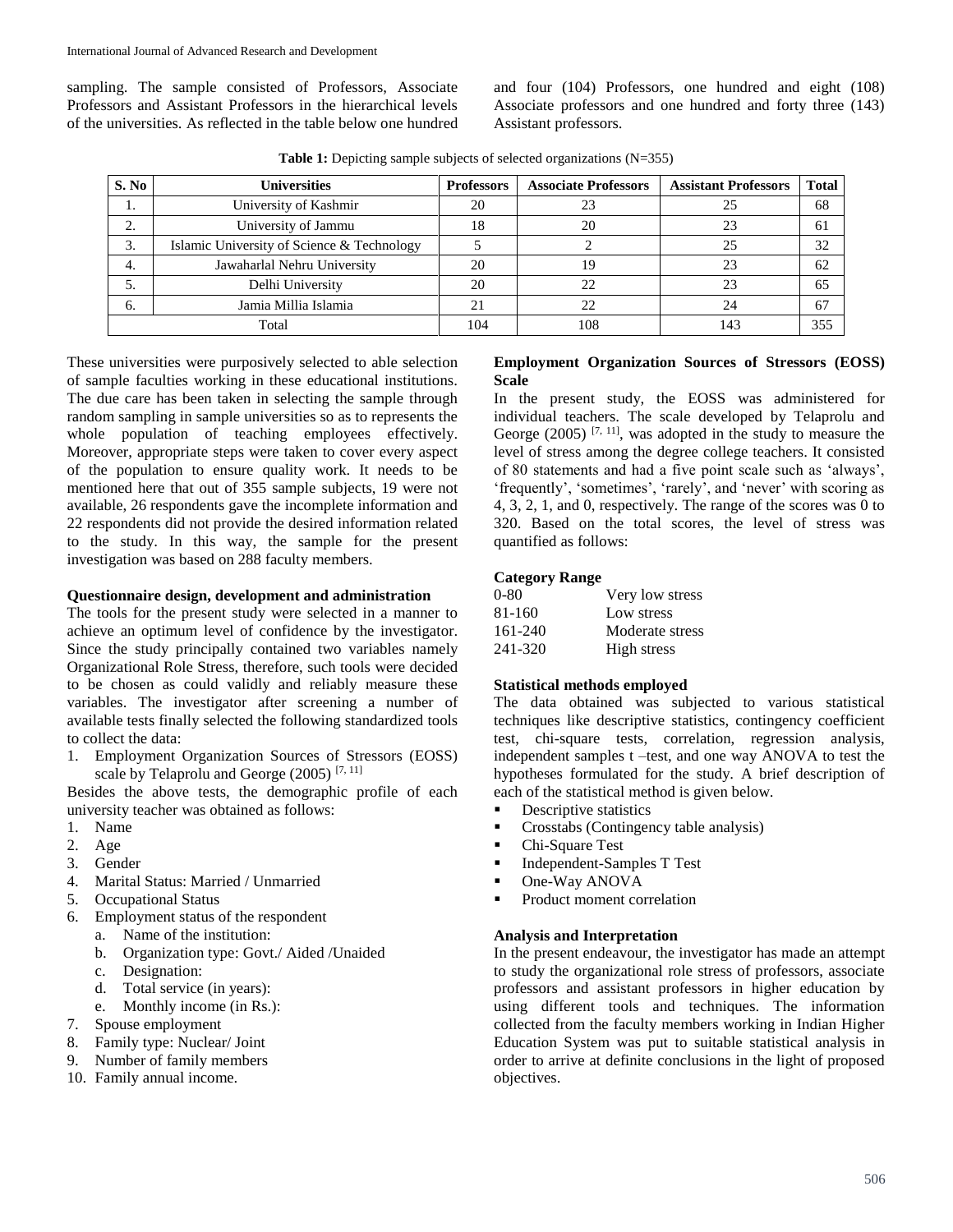sampling. The sample consisted of Professors, Associate Professors and Assistant Professors in the hierarchical levels of the universities. As reflected in the table below one hundred and four (104) Professors, one hundred and eight (108) Associate professors and one hundred and forty three (143) Assistant professors.

**Table 1:** Depicting sample subjects of selected organizations (N=355)

| S. No | Universities | Professors | Associate Professors | Assistant Professors | Total |
|---|---|---|---|---|---|
| 1. | University of Kashmir | 20 | 23 | 25 | 68 |
| 2. | University of Jammu | 18 | 20 | 23 | 61 |
| 3. | Islamic University of Science & Technology | 5 | 2 | 25 | 32 |
| 4. | Jawaharlal Nehru University | 20 | 19 | 23 | 62 |
| 5. | Delhi University | 20 | 22 | 23 | 65 |
| 6. | Jamia Millia Islamia | 21 | 22 | 24 | 67 |
| Total | | 104 | 108 | 143 | 355 |

These universities were purposively selected to able selection of sample faculties working in these educational institutions. The due care has been taken in selecting the sample through random sampling in sample universities so as to represents the whole population of teaching employees effectively. Moreover, appropriate steps were taken to cover every aspect of the population to ensure quality work. It needs to be mentioned here that out of 355 sample subjects, 19 were not available, 26 respondents gave the incomplete information and 22 respondents did not provide the desired information related to the study. In this way, the sample for the present investigation was based on 288 faculty members.

### Questionnaire design, development and administration

The tools for the present study were selected in a manner to achieve an optimum level of confidence by the investigator. Since the study principally contained two variables namely Organizational Role Stress, therefore, such tools were decided to be chosen as could validly and reliably measure these variables. The investigator after screening a number of available tests finally selected the following standardized tools to collect the data:

1. Employment Organization Sources of Stressors (EOSS) scale by Telaprolu and George (2005) [7, 11]

Besides the above tests, the demographic profile of each university teacher was obtained as follows:

1. Name
2. Age
3. Gender
4. Marital Status: Married / Unmarried
5. Occupational Status
6. Employment status of the respondent
   a. Name of the institution:
   b. Organization type: Govt./ Aided /Unaided
   c. Designation:
   d. Total service (in years):
   e. Monthly income (in Rs.):
7. Spouse employment
8. Family type: Nuclear/ Joint
9. Number of family members
10. Family annual income.

### Employment Organization Sources of Stressors (EOSS) Scale

In the present study, the EOSS was administered for individual teachers. The scale developed by Telaprolu and George (2005) [7, 11], was adopted in the study to measure the level of stress among the degree college teachers. It consisted of 80 statements and had a five point scale such as 'always', 'frequently', 'sometimes', 'rarely', and 'never' with scoring as 4, 3, 2, 1, and 0, respectively. The range of the scores was 0 to 320. Based on the total scores, the level of stress was quantified as follows:

**Category Range**

| | |
|---|---|
| 0-80 | Very low stress |
| 81-160 | Low stress |
| 161-240 | Moderate stress |
| 241-320 | High stress |

### Statistical methods employed

The data obtained was subjected to various statistical techniques like descriptive statistics, contingency coefficient test, chi-square tests, correlation, regression analysis, independent samples t –test, and one way ANOVA to test the hypotheses formulated for the study. A brief description of each of the statistical method is given below.

- Descriptive statistics
- Crosstabs (Contingency table analysis)
- Chi-Square Test
- Independent-Samples T Test
- One-Way ANOVA
- Product moment correlation

### Analysis and Interpretation

In the present endeavour, the investigator has made an attempt to study the organizational role stress of professors, associate professors and assistant professors in higher education by using different tools and techniques. The information collected from the faculty members working in Indian Higher Education System was put to suitable statistical analysis in order to arrive at definite conclusions in the light of proposed objectives.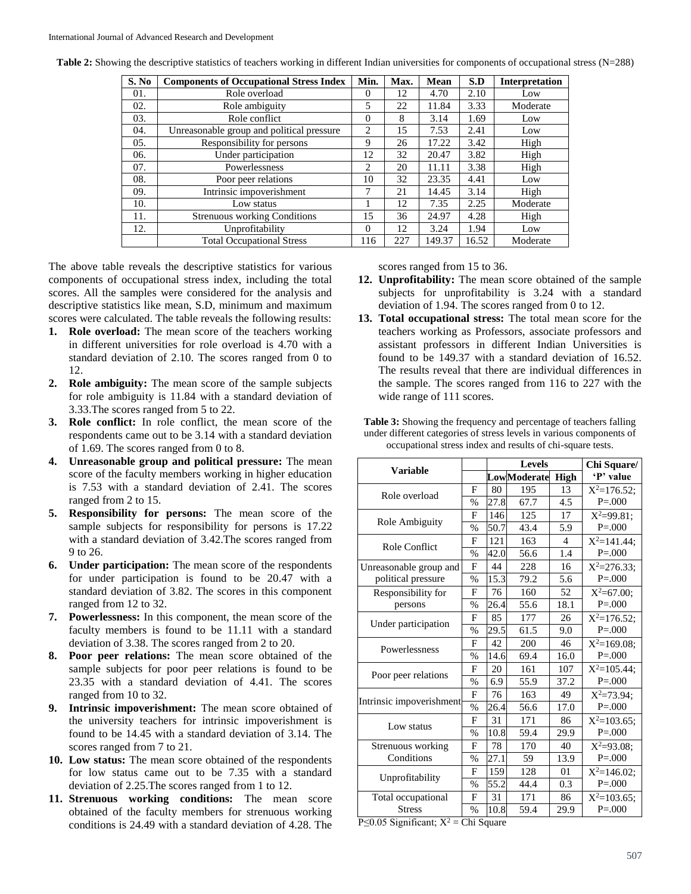**Table 2:** Showing the descriptive statistics of teachers working in different Indian universities for components of occupational stress (N=288)

| S. No | Components of Occupational Stress Index | Min. | Max. | Mean | S.D | Interpretation |
|---|---|---|---|---|---|---|
| 01. | Role overload | 0 | 12 | 4.70 | 2.10 | Low |
| 02. | Role ambiguity | 5 | 22 | 11.84 | 3.33 | Moderate |
| 03. | Role conflict | 0 | 8 | 3.14 | 1.69 | Low |
| 04. | Unreasonable group and political pressure | 2 | 15 | 7.53 | 2.41 | Low |
| 05. | Responsibility for persons | 9 | 26 | 17.22 | 3.42 | High |
| 06. | Under participation | 12 | 32 | 20.47 | 3.82 | High |
| 07. | Powerlessness | 2 | 20 | 11.11 | 3.38 | High |
| 08. | Poor peer relations | 10 | 32 | 23.35 | 4.41 | Low |
| 09. | Intrinsic impoverishment | 7 | 21 | 14.45 | 3.14 | High |
| 10. | Low status | 1 | 12 | 7.35 | 2.25 | Moderate |
| 11. | Strenuous working Conditions | 15 | 36 | 24.97 | 4.28 | High |
| 12. | Unprofitability | 0 | 12 | 3.24 | 1.94 | Low |
| | Total Occupational Stress | 116 | 227 | 149.37 | 16.52 | Moderate |

The above table reveals the descriptive statistics for various components of occupational stress index, including the total scores. All the samples were considered for the analysis and descriptive statistics like mean, S.D, minimum and maximum scores were calculated. The table reveals the following results:

1. **Role overload:** The mean score of the teachers working in different universities for role overload is 4.70 with a standard deviation of 2.10. The scores ranged from 0 to 12.
2. **Role ambiguity:** The mean score of the sample subjects for role ambiguity is 11.84 with a standard deviation of 3.33.The scores ranged from 5 to 22.
3. **Role conflict:** In role conflict, the mean score of the respondents came out to be 3.14 with a standard deviation of 1.69. The scores ranged from 0 to 8.
4. **Unreasonable group and political pressure:** The mean score of the faculty members working in higher education is 7.53 with a standard deviation of 2.41. The scores ranged from 2 to 15.
5. **Responsibility for persons:** The mean score of the sample subjects for responsibility for persons is 17.22 with a standard deviation of 3.42.The scores ranged from 9 to 26.
6. **Under participation:** The mean score of the respondents for under participation is found to be 20.47 with a standard deviation of 3.82. The scores in this component ranged from 12 to 32.
7. **Powerlessness:** In this component, the mean score of the faculty members is found to be 11.11 with a standard deviation of 3.38. The scores ranged from 2 to 20.
8. **Poor peer relations:** The mean score obtained of the sample subjects for poor peer relations is found to be 23.35 with a standard deviation of 4.41. The scores ranged from 10 to 32.
9. **Intrinsic impoverishment:** The mean score obtained of the university teachers for intrinsic impoverishment is found to be 14.45 with a standard deviation of 3.14. The scores ranged from 7 to 21.
10. **Low status:** The mean score obtained of the respondents for low status came out to be 7.35 with a standard deviation of 2.25.The scores ranged from 1 to 12.
11. **Strenuous working conditions:** The mean score obtained of the faculty members for strenuous working conditions is 24.49 with a standard deviation of 4.28. The scores ranged from 15 to 36.
12. **Unprofitability:** The mean score obtained of the sample subjects for unprofitability is 3.24 with a standard deviation of 1.94. The scores ranged from 0 to 12.
13. **Total occupational stress:** The total mean score for the teachers working as Professors, associate professors and assistant professors in different Indian Universities is found to be 149.37 with a standard deviation of 16.52. The results reveal that there are individual differences in the sample. The scores ranged from 116 to 227 with the wide range of 111 scores.

**Table 3:** Showing the frequency and percentage of teachers falling under different categories of stress levels in various components of occupational stress index and results of chi-square tests.

| Variable | | Levels | | | Chi Square/ |
|---|---|---|---|---|---|
| | | Low | Moderate | High | 'P' value |
| Role overload | F | 80 | 195 | 13 | $X^2$=176.52; |
| | % | 27.8 | 67.7 | 4.5 | P=.000 |
| Role Ambiguity | F | 146 | 125 | 17 | $X^2$=99.81; |
| | % | 50.7 | 43.4 | 5.9 | P=.000 |
| Role Conflict | F | 121 | 163 | 4 | $X^2$=141.44; |
| | % | 42.0 | 56.6 | 1.4 | P=.000 |
| Unreasonable group and political pressure | F | 44 | 228 | 16 | $X^2$=276.33; |
| | % | 15.3 | 79.2 | 5.6 | P=.000 |
| Responsibility for persons | F | 76 | 160 | 52 | $X^2$=67.00; |
| | % | 26.4 | 55.6 | 18.1 | P=.000 |
| Under participation | F | 85 | 177 | 26 | $X^2$=176.52; |
| | % | 29.5 | 61.5 | 9.0 | P=.000 |
| Powerlessness | F | 42 | 200 | 46 | $X^2$=169.08; |
| | % | 14.6 | 69.4 | 16.0 | P=.000 |
| Poor peer relations | F | 20 | 161 | 107 | $X^2$=105.44; |
| | % | 6.9 | 55.9 | 37.2 | P=.000 |
| Intrinsic impoverishment | F | 76 | 163 | 49 | $X^2$=73.94; |
| | % | 26.4 | 56.6 | 17.0 | P=.000 |
| Low status | F | 31 | 171 | 86 | $X^2$=103.65; |
| | % | 10.8 | 59.4 | 29.9 | P=.000 |
| Strenuous working Conditions | F | 78 | 170 | 40 | $X^2$=93.08; |
| | % | 27.1 | 59 | 13.9 | P=.000 |
| Unprofitability | F | 159 | 128 | 01 | $X^2$=146.02; |
| | % | 55.2 | 44.4 | 0.3 | P=.000 |
| Total occupational Stress | F | 31 | 171 | 86 | $X^2$=103.65; |
| | % | 10.8 | 59.4 | 29.9 | P=.000 |

$P \leq 0.05$ Significant; $X^2$ = Chi Square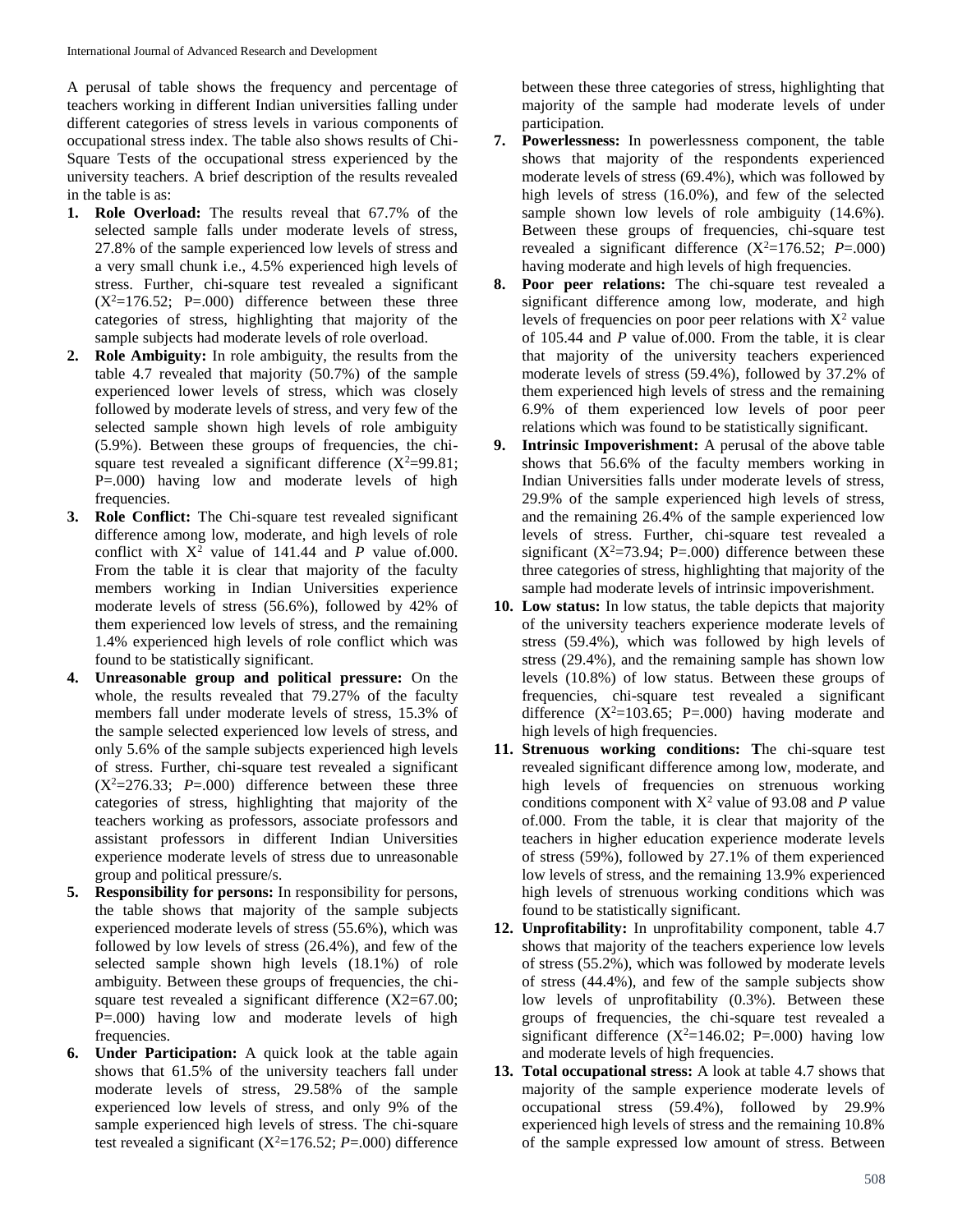A perusal of table shows the frequency and percentage of teachers working in different Indian universities falling under different categories of stress levels in various components of occupational stress index. The table also shows results of Chi-Square Tests of the occupational stress experienced by the university teachers. A brief description of the results revealed in the table is as:

1. **Role Overload:** The results reveal that 67.7% of the selected sample falls under moderate levels of stress, 27.8% of the sample experienced low levels of stress and a very small chunk i.e., 4.5% experienced high levels of stress. Further, chi-square test revealed a significant ($X^2$=176.52; P=.000) difference between these three categories of stress, highlighting that majority of the sample subjects had moderate levels of role overload.
2. **Role Ambiguity:** In role ambiguity, the results from the table 4.7 revealed that majority (50.7%) of the sample experienced lower levels of stress, which was closely followed by moderate levels of stress, and very few of the selected sample shown high levels of role ambiguity (5.9%). Between these groups of frequencies, the chi-square test revealed a significant difference ($X^2$=99.81; P=.000) having low and moderate levels of high frequencies.
3. **Role Conflict:** The Chi-square test revealed significant difference among low, moderate, and high levels of role conflict with $X^2$ value of 141.44 and *P* value of.000. From the table it is clear that majority of the faculty members working in Indian Universities experience moderate levels of stress (56.6%), followed by 42% of them experienced low levels of stress, and the remaining 1.4% experienced high levels of role conflict which was found to be statistically significant.
4. **Unreasonable group and political pressure:** On the whole, the results revealed that 79.27% of the faculty members fall under moderate levels of stress, 15.3% of the sample selected experienced low levels of stress, and only 5.6% of the sample subjects experienced high levels of stress. Further, chi-square test revealed a significant ($X^2$=276.33; *P*=.000) difference between these three categories of stress, highlighting that majority of the teachers working as professors, associate professors and assistant professors in different Indian Universities experience moderate levels of stress due to unreasonable group and political pressure/s.
5. **Responsibility for persons:** In responsibility for persons, the table shows that majority of the sample subjects experienced moderate levels of stress (55.6%), which was followed by low levels of stress (26.4%), and few of the selected sample shown high levels (18.1%) of role ambiguity. Between these groups of frequencies, the chi-square test revealed a significant difference (X2=67.00; P=.000) having low and moderate levels of high frequencies.
6. **Under Participation:** A quick look at the table again shows that 61.5% of the university teachers fall under moderate levels of stress, 29.58% of the sample experienced low levels of stress, and only 9% of the sample experienced high levels of stress. The chi-square test revealed a significant ($X^2$=176.52; *P*=.000) difference between these three categories of stress, highlighting that majority of the sample had moderate levels of under participation.
7. **Powerlessness:** In powerlessness component, the table shows that majority of the respondents experienced moderate levels of stress (69.4%), which was followed by high levels of stress (16.0%), and few of the selected sample shown low levels of role ambiguity (14.6%). Between these groups of frequencies, chi-square test revealed a significant difference ($X^2$=176.52; *P*=.000) having moderate and high levels of high frequencies.
8. **Poor peer relations:** The chi-square test revealed a significant difference among low, moderate, and high levels of frequencies on poor peer relations with $X^2$ value of 105.44 and *P* value of.000. From the table, it is clear that majority of the university teachers experienced moderate levels of stress (59.4%), followed by 37.2% of them experienced high levels of stress and the remaining 6.9% of them experienced low levels of poor peer relations which was found to be statistically significant.
9. **Intrinsic Impoverishment:** A perusal of the above table shows that 56.6% of the faculty members working in Indian Universities falls under moderate levels of stress, 29.9% of the sample experienced high levels of stress, and the remaining 26.4% of the sample experienced low levels of stress. Further, chi-square test revealed a significant ($X^2$=73.94; P=.000) difference between these three categories of stress, highlighting that majority of the sample had moderate levels of intrinsic impoverishment.
10. **Low status:** In low status, the table depicts that majority of the university teachers experience moderate levels of stress (59.4%), which was followed by high levels of stress (29.4%), and the remaining sample has shown low levels (10.8%) of low status. Between these groups of frequencies, chi-square test revealed a significant difference ($X^2$=103.65; P=.000) having moderate and high levels of high frequencies.
11. **Strenuous working conditions:** The chi-square test revealed significant difference among low, moderate, and high levels of frequencies on strenuous working conditions component with $X^2$ value of 93.08 and *P* value of.000. From the table, it is clear that majority of the teachers in higher education experience moderate levels of stress (59%), followed by 27.1% of them experienced low levels of stress, and the remaining 13.9% experienced high levels of strenuous working conditions which was found to be statistically significant.
12. **Unprofitability:** In unprofitability component, table 4.7 shows that majority of the teachers experience low levels of stress (55.2%), which was followed by moderate levels of stress (44.4%), and few of the sample subjects show low levels of unprofitability (0.3%). Between these groups of frequencies, the chi-square test revealed a significant difference ($X^2$=146.02; P=.000) having low and moderate levels of high frequencies.
13. **Total occupational stress:** A look at table 4.7 shows that majority of the sample experience moderate levels of occupational stress (59.4%), followed by 29.9% experienced high levels of stress and the remaining 10.8% of the sample expressed low amount of stress. Between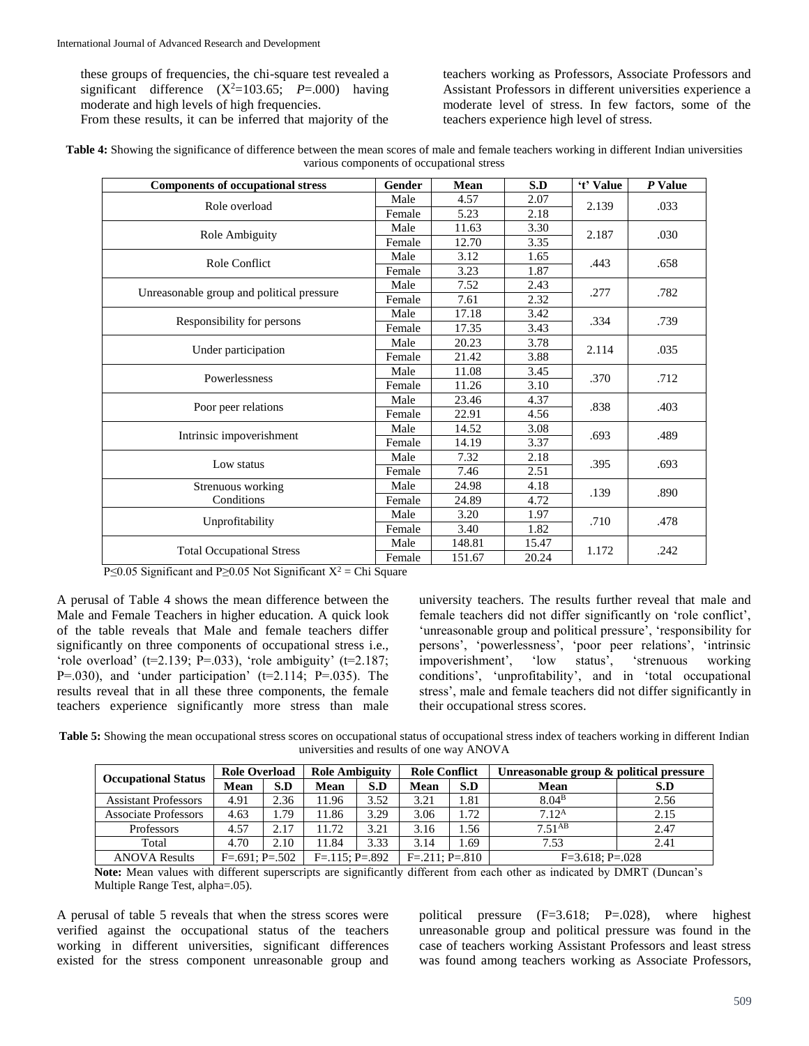these groups of frequencies, the chi-square test revealed a significant difference ($X^2$=103.65; *P*=.000) having moderate and high levels of high frequencies.

From these results, it can be inferred that majority of the teachers working as Professors, Associate Professors and Assistant Professors in different universities experience a moderate level of stress. In few factors, some of the teachers experience high level of stress.

**Table 4:** Showing the significance of difference between the mean scores of male and female teachers working in different Indian universities various components of occupational stress

| Components of occupational stress | Gender | Mean | S.D | 't' Value | *P* Value |
|---|---|---|---|---|---|
| Role overload | Male | 4.57 | 2.07 | 2.139 | .033 |
| | Female | 5.23 | 2.18 | | |
| Role Ambiguity | Male | 11.63 | 3.30 | 2.187 | .030 |
| | Female | 12.70 | 3.35 | | |
| Role Conflict | Male | 3.12 | 1.65 | .443 | .658 |
| | Female | 3.23 | 1.87 | | |
| Unreasonable group and political pressure | Male | 7.52 | 2.43 | .277 | .782 |
| | Female | 7.61 | 2.32 | | |
| Responsibility for persons | Male | 17.18 | 3.42 | .334 | .739 |
| | Female | 17.35 | 3.43 | | |
| Under participation | Male | 20.23 | 3.78 | 2.114 | .035 |
| | Female | 21.42 | 3.88 | | |
| Powerlessness | Male | 11.08 | 3.45 | .370 | .712 |
| | Female | 11.26 | 3.10 | | |
| Poor peer relations | Male | 23.46 | 4.37 | .838 | .403 |
| | Female | 22.91 | 4.56 | | |
| Intrinsic impoverishment | Male | 14.52 | 3.08 | .693 | .489 |
| | Female | 14.19 | 3.37 | | |
| Low status | Male | 7.32 | 2.18 | .395 | .693 |
| | Female | 7.46 | 2.51 | | |
| Strenuous working Conditions | Male | 24.98 | 4.18 | .139 | .890 |
| | Female | 24.89 | 4.72 | | |
| Unprofitability | Male | 3.20 | 1.97 | .710 | .478 |
| | Female | 3.40 | 1.82 | | |
| Total Occupational Stress | Male | 148.81 | 15.47 | 1.172 | .242 |
| | Female | 151.67 | 20.24 | | |

P≤0.05 Significant and P≥0.05 Not Significant $X^2$ = Chi Square

A perusal of Table 4 shows the mean difference between the Male and Female Teachers in higher education. A quick look of the table reveals that Male and female teachers differ significantly on three components of occupational stress i.e., 'role overload' (t=2.139; P=.033), 'role ambiguity' (t=2.187; P=.030), and 'under participation' (t=2.114; P=.035). The results reveal that in all these three components, the female teachers experience significantly more stress than male university teachers. The results further reveal that male and female teachers did not differ significantly on 'role conflict', 'unreasonable group and political pressure', 'responsibility for persons', 'powerlessness', 'poor peer relations', 'intrinsic impoverishment', 'low status', 'strenuous working conditions', 'unprofitability', and in 'total occupational stress', male and female teachers did not differ significantly in their occupational stress scores.

**Table 5:** Showing the mean occupational stress scores on occupational status of occupational stress index of teachers working in different Indian universities and results of one way ANOVA

| Occupational Status | Role Overload | | Role Ambiguity | | Role Conflict | | Unreasonable group & political pressure | |
|---|---|---|---|---|---|---|---|---|
| | Mean | S.D | Mean | S.D | Mean | S.D | Mean | S.D |
| Assistant Professors | 4.91 | 2.36 | 11.96 | 3.52 | 3.21 | 1.81 | $8.04^{B}$ | 2.56 |
| Associate Professors | 4.63 | 1.79 | 11.86 | 3.29 | 3.06 | 1.72 | $7.12^{A}$ | 2.15 |
| Professors | 4.57 | 2.17 | 11.72 | 3.21 | 3.16 | 1.56 | $7.51^{AB}$ | 2.47 |
| Total | 4.70 | 2.10 | 11.84 | 3.33 | 3.14 | 1.69 | 7.53 | 2.41 |
| ANOVA Results | F=.691; P=.502 | | F=.115; P=.892 | | F=.211; P=.810 | | F=3.618; P=.028 | |

**Note:** Mean values with different superscripts are significantly different from each other as indicated by DMRT (Duncan's Multiple Range Test, alpha=.05).

A perusal of table 5 reveals that when the stress scores were verified against the occupational status of the teachers working in different universities, significant differences existed for the stress component unreasonable group and political pressure (F=3.618; P=.028), where highest unreasonable group and political pressure was found in the case of teachers working Assistant Professors and least stress was found among teachers working as Associate Professors,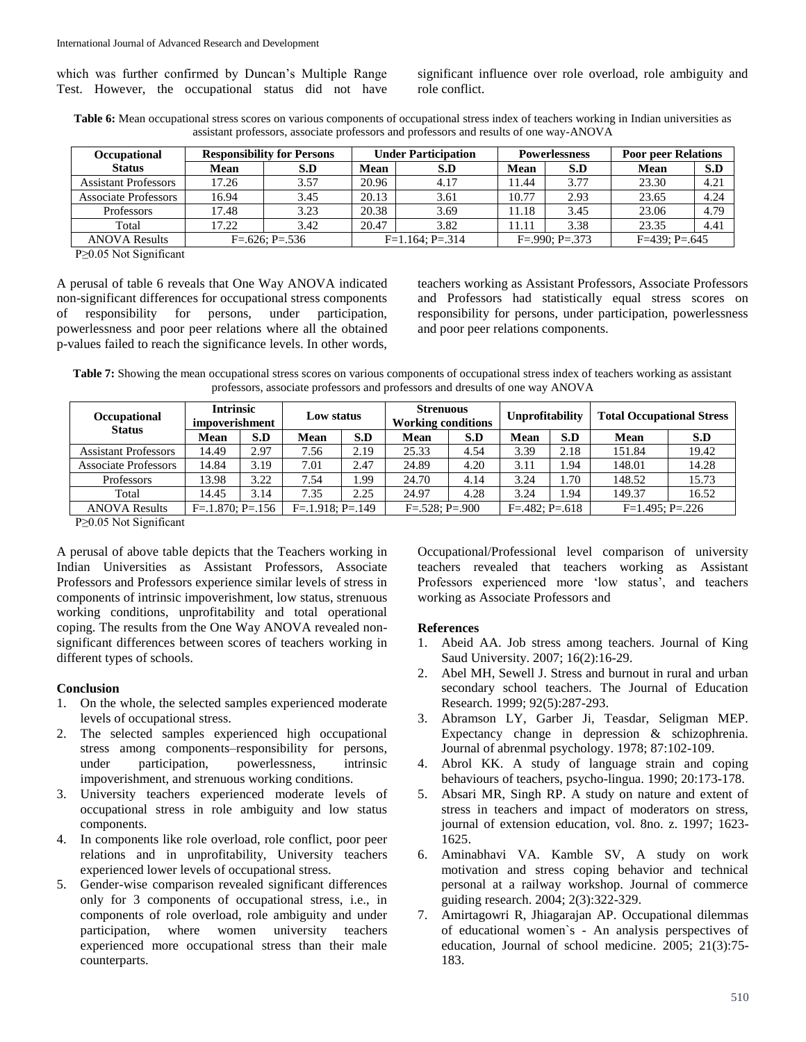which was further confirmed by Duncan's Multiple Range Test. However, the occupational status did not have significant influence over role overload, role ambiguity and role conflict.

**Table 6:** Mean occupational stress scores on various components of occupational stress index of teachers working in Indian universities as assistant professors, associate professors and professors and results of one way-ANOVA

| Occupational Status | Responsibility for Persons | | Under Participation | | Powerlessness | | Poor peer Relations | |
|---|---|---|---|---|---|---|---|---|
| | Mean | S.D | Mean | S.D | Mean | S.D | Mean | S.D |
| Assistant Professors | 17.26 | 3.57 | 20.96 | 4.17 | 11.44 | 3.77 | 23.30 | 4.21 |
| Associate Professors | 16.94 | 3.45 | 20.13 | 3.61 | 10.77 | 2.93 | 23.65 | 4.24 |
| Professors | 17.48 | 3.23 | 20.38 | 3.69 | 11.18 | 3.45 | 23.06 | 4.79 |
| Total | 17.22 | 3.42 | 20.47 | 3.82 | 11.11 | 3.38 | 23.35 | 4.41 |
| ANOVA Results | F=.626; P=.536 | | F=1.164; P=.314 | | F=.990; P=.373 | | F=439; P=.645 | |

P≥0.05 Not Significant

A perusal of table 6 reveals that One Way ANOVA indicated non-significant differences for occupational stress components of responsibility for persons, under participation, powerlessness and poor peer relations where all the obtained p-values failed to reach the significance levels. In other words, teachers working as Assistant Professors, Associate Professors and Professors had statistically equal stress scores on responsibility for persons, under participation, powerlessness and poor peer relations components.

**Table 7:** Showing the mean occupational stress scores on various components of occupational stress index of teachers working as assistant professors, associate professors and professors and dresults of one way ANOVA

| Occupational Status | Intrinsic impoverishment | | Low status | | Strenuous Working conditions | | Unprofitability | | Total Occupational Stress | |
|---|---|---|---|---|---|---|---|---|---|---|
| | Mean | S.D | Mean | S.D | Mean | S.D | Mean | S.D | Mean | S.D |
| Assistant Professors | 14.49 | 2.97 | 7.56 | 2.19 | 25.33 | 4.54 | 3.39 | 2.18 | 151.84 | 19.42 |
| Associate Professors | 14.84 | 3.19 | 7.01 | 2.47 | 24.89 | 4.20 | 3.11 | 1.94 | 148.01 | 14.28 |
| Professors | 13.98 | 3.22 | 7.54 | 1.99 | 24.70 | 4.14 | 3.24 | 1.70 | 148.52 | 15.73 |
| Total | 14.45 | 3.14 | 7.35 | 2.25 | 24.97 | 4.28 | 3.24 | 1.94 | 149.37 | 16.52 |
| ANOVA Results | F=.1.870; P=.156 | | F=.1.918; P=.149 | | F=.528; P=.900 | | F=.482; P=.618 | | F=1.495; P=.226 | |

P≥0.05 Not Significant

A perusal of above table depicts that the Teachers working in Indian Universities as Assistant Professors, Associate Professors and Professors experience similar levels of stress in components of intrinsic impoverishment, low status, strenuous working conditions, unprofitability and total operational coping. The results from the One Way ANOVA revealed non-significant differences between scores of teachers working in different types of schools.

### Conclusion

1. On the whole, the selected samples experienced moderate levels of occupational stress.
2. The selected samples experienced high occupational stress among components–responsibility for persons, under participation, powerlessness, intrinsic impoverishment, and strenuous working conditions.
3. University teachers experienced moderate levels of occupational stress in role ambiguity and low status components.
4. In components like role overload, role conflict, poor peer relations and in unprofitability, University teachers experienced lower levels of occupational stress.
5. Gender-wise comparison revealed significant differences only for 3 components of occupational stress, i.e., in components of role overload, role ambiguity and under participation, where women university teachers experienced more occupational stress than their male counterparts.

Occupational/Professional level comparison of university teachers revealed that teachers working as Assistant Professors experienced more 'low status', and teachers working as Associate Professors and

### References

1. Abeid AA. Job stress among teachers. Journal of King Saud University. 2007; 16(2):16-29.
2. Abel MH, Sewell J. Stress and burnout in rural and urban secondary school teachers. The Journal of Education Research. 1999; 92(5):287-293.
3. Abramson LY, Garber Ji, Teasdar, Seligman MEP. Expectancy change in depression & schizophrenia. Journal of abrenmal psychology. 1978; 87:102-109.
4. Abrol KK. A study of language strain and coping behaviours of teachers, psycho-lingua. 1990; 20:173-178.
5. Absari MR, Singh RP. A study on nature and extent of stress in teachers and impact of moderators on stress, journal of extension education, vol. 8no. z. 1997; 1623-1625.
6. Aminabhavi VA. Kamble SV, A study on work motivation and stress coping behavior and technical personal at a railway workshop. Journal of commerce guiding research. 2004; 2(3):322-329.
7. Amirtagowri R, Jhiagarajan AP. Occupational dilemmas of educational women`s - An analysis perspectives of education, Journal of school medicine. 2005; 21(3):75-183.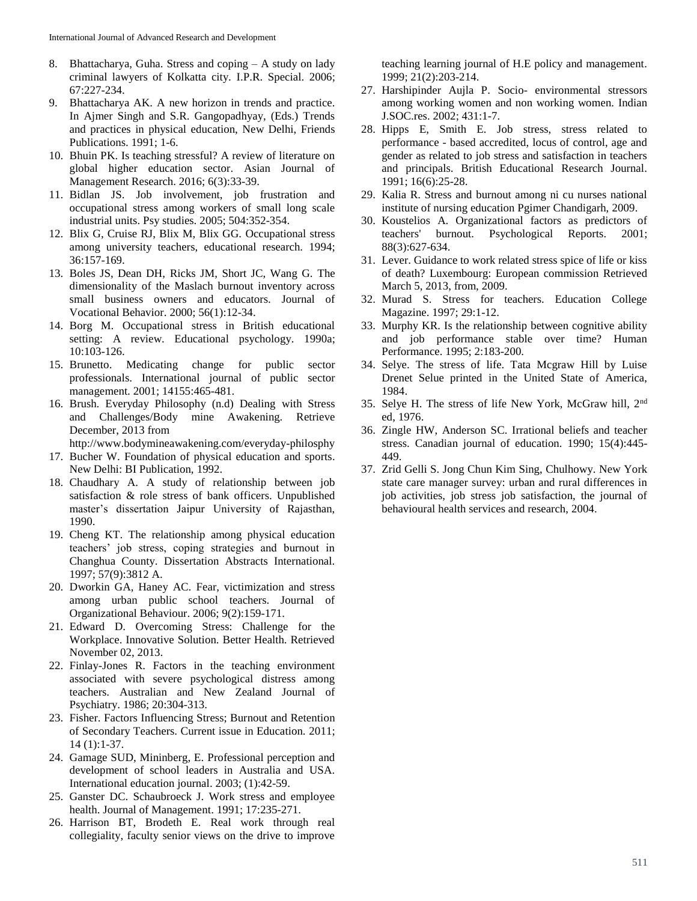8. Bhattacharya, Guha. Stress and coping – A study on lady criminal lawyers of Kolkatta city. I.P.R. Special. 2006; 67:227-234.
9. Bhattacharya AK. A new horizon in trends and practice. In Ajmer Singh and S.R. Gangopadhyay, (Eds.) Trends and practices in physical education, New Delhi, Friends Publications. 1991; 1-6.
10. Bhuin PK. Is teaching stressful? A review of literature on global higher education sector. Asian Journal of Management Research. 2016; 6(3):33-39.
11. Bidlan JS. Job involvement, job frustration and occupational stress among workers of small long scale industrial units. Psy studies. 2005; 504:352-354.
12. Blix G, Cruise RJ, Blix M, Blix GG. Occupational stress among university teachers, educational research. 1994; 36:157-169.
13. Boles JS, Dean DH, Ricks JM, Short JC, Wang G. The dimensionality of the Maslach burnout inventory across small business owners and educators. Journal of Vocational Behavior. 2000; 56(1):12-34.
14. Borg M. Occupational stress in British educational setting: A review. Educational psychology. 1990a; 10:103-126.
15. Brunetto. Medicating change for public sector professionals. International journal of public sector management. 2001; 14155:465-481.
16. Brush. Everyday Philosophy (n.d) Dealing with Stress and Challenges/Body mine Awakening. Retrieve December, 2013 from http://www.bodymineawakening.com/everyday-philosphy
17. Bucher W. Foundation of physical education and sports. New Delhi: BI Publication, 1992.
18. Chaudhary A. A study of relationship between job satisfaction & role stress of bank officers. Unpublished master's dissertation Jaipur University of Rajasthan, 1990.
19. Cheng KT. The relationship among physical education teachers' job stress, coping strategies and burnout in Changhua County. Dissertation Abstracts International. 1997; 57(9):3812 A.
20. Dworkin GA, Haney AC. Fear, victimization and stress among urban public school teachers. Journal of Organizational Behaviour. 2006; 9(2):159-171.
21. Edward D. Overcoming Stress: Challenge for the Workplace. Innovative Solution. Better Health. Retrieved November 02, 2013.
22. Finlay-Jones R. Factors in the teaching environment associated with severe psychological distress among teachers. Australian and New Zealand Journal of Psychiatry. 1986; 20:304-313.
23. Fisher. Factors Influencing Stress; Burnout and Retention of Secondary Teachers. Current issue in Education. 2011; 14 (1):1-37.
24. Gamage SUD, Mininberg, E. Professional perception and development of school leaders in Australia and USA. International education journal. 2003; (1):42-59.
25. Ganster DC. Schaubroeck J. Work stress and employee health. Journal of Management. 1991; 17:235-271.
26. Harrison BT, Brodeth E. Real work through real collegiality, faculty senior views on the drive to improve teaching learning journal of H.E policy and management. 1999; 21(2):203-214.
27. Harshipinder Aujla P. Socio- environmental stressors among working women and non working women. Indian J.SOC.res. 2002; 431:1-7.
28. Hipps E, Smith E. Job stress, stress related to performance - based accredited, locus of control, age and gender as related to job stress and satisfaction in teachers and principals. British Educational Research Journal. 1991; 16(6):25-28.
29. Kalia R. Stress and burnout among ni cu nurses national institute of nursing education Pgimer Chandigarh, 2009.
30. Koustelios A. Organizational factors as predictors of teachers' burnout. Psychological Reports. 2001; 88(3):627-634.
31. Lever. Guidance to work related stress spice of life or kiss of death? Luxembourg: European commission Retrieved March 5, 2013, from, 2009.
32. Murad S. Stress for teachers. Education College Magazine. 1997; 29:1-12.
33. Murphy KR. Is the relationship between cognitive ability and job performance stable over time? Human Performance. 1995; 2:183-200.
34. Selye. The stress of life. Tata Mcgraw Hill by Luise Drenet Selue printed in the United State of America, 1984.
35. Selye H. The stress of life New York, McGraw hill, 2nd ed, 1976.
36. Zingle HW, Anderson SC. Irrational beliefs and teacher stress. Canadian journal of education. 1990; 15(4):445-449.
37. Zrid Gelli S. Jong Chun Kim Sing, Chulhowy. New York state care manager survey: urban and rural differences in job activities, job stress job satisfaction, the journal of behavioural health services and research, 2004.